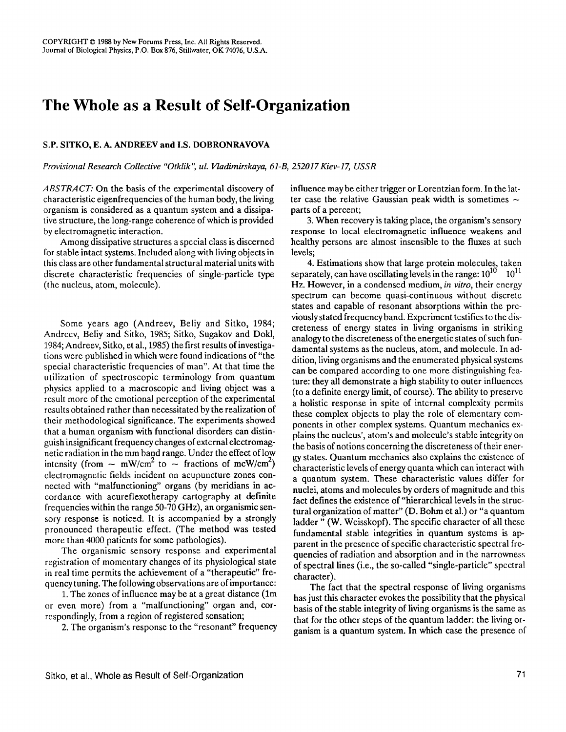# The Whole as a Result of Self-Organization

**S.P. SITKO, E. A. ANDREEV and I.S. DOBRONRAVOVA**

*Provisional Research Collective "Otklik", ul. Vladimirskaya, 61-B, 252017 Kiev-17, USSR*

*ABSTRACT:* On the basis of the experimental discovery of characteristic eigenfrequencies of the human body, the living organism is considered as a quantum system and a dissipative structure, the long-range coherence of which is provided by electromagnetic interaction.

Among dissipative structures a special class is discerned for stable intact systems. Included along with living objects in this class are other fundamental structural material units with discrete characteristic frequencies of single-particle type (the nucleus, atom, molecule).

Some years ago (Andreev, Beliy and Sitko, 1984; Andreev, Beliy and Sitko, 1985; Sitko, Sugakov and Dokl, 1984; Andreev, Sitko, et al., 1985) the first results of investigations were published in which were found indications of "the special characteristic frequencies of man". At that time the utilization of spectroscopic terminology from quantum physics applied to a macroscopic and living object was a result more of the emotional perception of the experimental results obtained rather than necessitated by the realization of their methodological significance. The experiments showed that a human organism with functional disorders can distinguish insignificant frequency changes of external electromagnetic radiation in the mm band range. Under the effect of low intensity (from $\sim$ mW/cm$^2$ to $\sim$ fractions of mcW/cm$^2$) electromagnetic fields incident on acupuncture zones connected with "malfunctioning" organs (by meridians in accordance with acureflexotherapy cartography at definite frequencies within the range 50-70 GHz), an organismic sensory response is noticed. It is accompanied by a strongly pronounced therapeutic effect. (The method was tested more than 4000 patients for some pathologies).

The organismic sensory response and experimental registration of momentary changes of its physiological state in real time permits the achievement of a "therapeutic" frequency tuning. The following observations are of importance:

1. The zones of influence may be at a great distance (1m or even more) from a "malfunctioning" organ and, correspondingly, from a region of registered sensation;

2. The organism's response to the "resonant" frequency influence may be either trigger or Lorentzian form. In the latter case the relative Gaussian peak width is sometimes $\sim$ parts of a percent;

3. When recovery is taking place, the organism's sensory response to local electromagnetic influence weakens and healthy persons are almost insensible to the fluxes at such levels;

4. Estimations show that large protein molecules, taken separately, can have oscillating levels in the range: $10^{10} - 10^{11}$ Hz. However, in a condensed medium, *in vitro*, their energy spectrum can become quasi-continuous without discrete states and capable of resonant absorptions within the previously stated frequency band. Experiment testifies to the discreteness of energy states in living organisms in striking analogy to the discreteness of the energetic states of such fundamental systems as the nucleus, atom, and molecule. In addition, living organisms and the enumerated physical systems can be compared according to one more distinguishing feature: they all demonstrate a high stability to outer influences (to a definite energy limit, of course). The ability to preserve a holistic response in spite of internal complexity permits these complex objects to play the role of elementary components in other complex systems. Quantum mechanics explains the nucleus', atom's and molecule's stable integrity on the basis of notions concerning the discreteness of their energy states. Quantum mechanics also explains the existence of characteristic levels of energy quanta which can interact with a quantum system. These characteristic values differ for nuclei, atoms and molecules by orders of magnitude and this fact defines the existence of "hierarchical levels in the structural organization of matter" (D. Bohm et al.) or "a quantum ladder " (W. Weisskopf). The specific character of all these fundamental stable integrities in quantum systems is apparent in the presence of specific characteristic spectral frequencies of radiation and absorption and in the narrowness of spectral lines (i.e., the so-called "single-particle" spectral character).

The fact that the spectral response of living organisms has just this character evokes the possibility that the physical basis of the stable integrity of living organisms is the same as that for the other steps of the quantum ladder: the living organism is a quantum system. In which case the presence of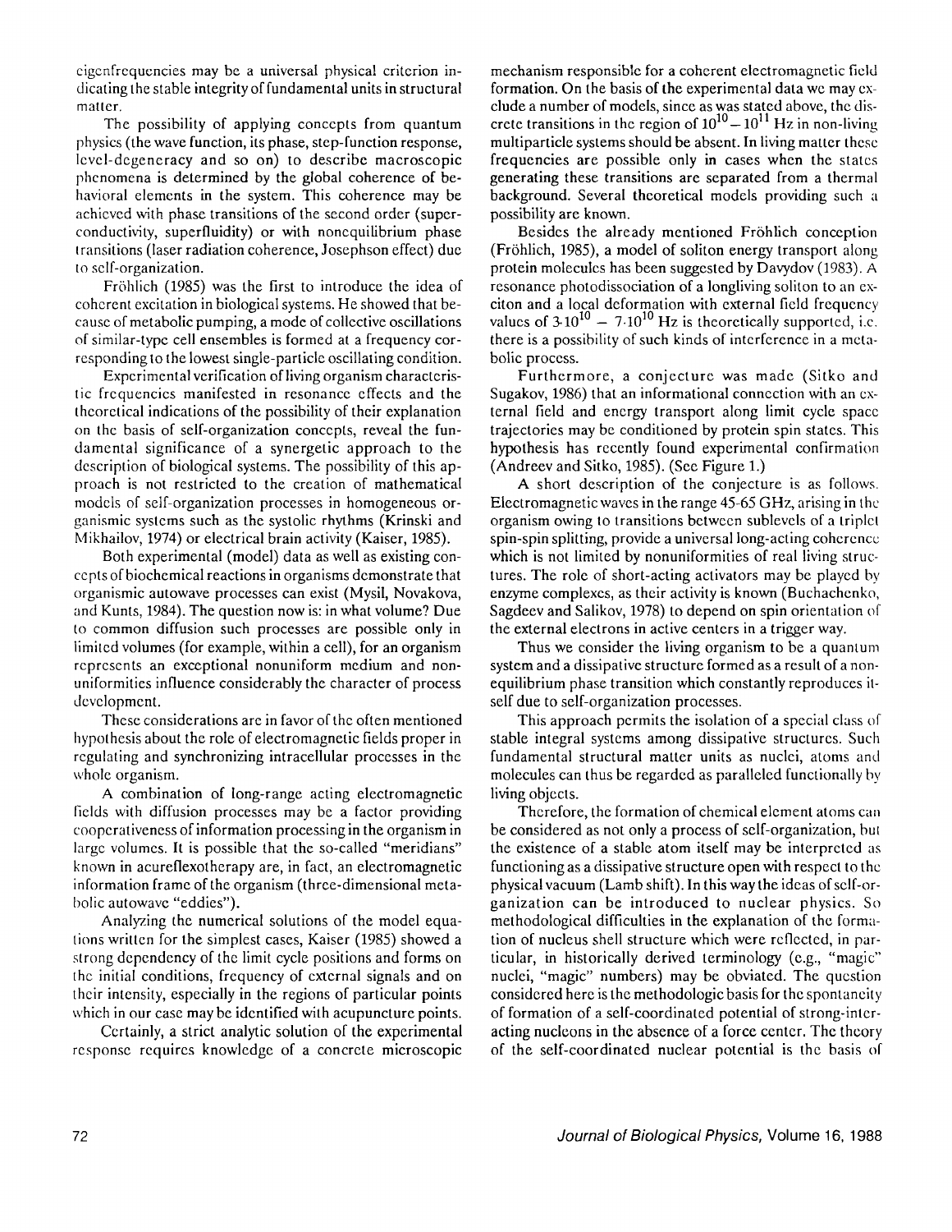eigenfrequencies may be a universal physical criterion indicating the stable integrity of fundamental units in structural matter.

The possibility of applying concepts from quantum physics (the wave function, its phase, step-function response, level-degeneracy and so on) to describe macroscopic phenomena is determined by the global coherence of behavioral elements in the system. This coherence may be achieved with phase transitions of the second order (superconductivity, superfluidity) or with nonequilibrium phase transitions (laser radiation coherence, Josephson effect) due to self-organization.

Fröhlich (1985) was the first to introduce the idea of coherent excitation in biological systems. He showed that because of metabolic pumping, a mode of collective oscillations of similar-type cell ensembles is formed at a frequency corresponding to the lowest single-particle oscillating condition.

Experimental verification of living organism characteristic frequencies manifested in resonance effects and the theoretical indications of the possibility of their explanation on the basis of self-organization concepts, reveal the fundamental significance of a synergetic approach to the description of biological systems. The possibility of this approach is not restricted to the creation of mathematical models of self-organization processes in homogeneous organismic systems such as the systolic rhythms (Krinski and Mikhailov, 1974) or electrical brain activity (Kaiser, 1985).

Both experimental (model) data as well as existing concepts of biochemical reactions in organisms demonstrate that organismic autowave processes can exist (Mysil, Novakova, and Kunts, 1984). The question now is: in what volume? Due to common diffusion such processes are possible only in limited volumes (for example, within a cell), for an organism represents an exceptional nonuniform medium and nonuniformities influence considerably the character of process development.

These considerations are in favor of the often mentioned hypothesis about the role of electromagnetic fields proper in regulating and synchronizing intracellular processes in the whole organism.

A combination of long-range acting electromagnetic fields with diffusion processes may be a factor providing cooperativeness of information processing in the organism in large volumes. It is possible that the so-called "meridians" known in acureflexotherapy are, in fact, an electromagnetic information frame of the organism (three-dimensional metabolic autowave "eddies").

Analyzing the numerical solutions of the model equations written for the simplest cases, Kaiser (1985) showed a strong dependency of the limit cycle positions and forms on the initial conditions, frequency of external signals and on their intensity, especially in the regions of particular points which in our case may be identified with acupuncture points.

Certainly, a strict analytic solution of the experimental response requires knowledge of a concrete microscopic mechanism responsible for a coherent electromagnetic field formation. On the basis of the experimental data we may exclude a number of models, since as was stated above, the discrete transitions in the region of $10^{10}-10^{11}$ Hz in non-living multiparticle systems should be absent. In living matter these frequencies are possible only in cases when the states generating these transitions are separated from a thermal background. Several theoretical models providing such a possibility are known.

Besides the already mentioned Fröhlich conception (Fröhlich, 1985), a model of soliton energy transport along protein molecules has been suggested by Davydov (1983). A resonance photodissociation of a longliving soliton to an exciton and a local deformation with external field frequency values of $3{\cdot}10^{10} - 7{\cdot}10^{10}$ Hz is theoretically supported, i.e. there is a possibility of such kinds of interference in a metabolic process.

Furthermore, a conjecture was made (Sitko and Sugakov, 1986) that an informational connection with an external field and energy transport along limit cycle space trajectories may be conditioned by protein spin states. This hypothesis has recently found experimental confirmation (Andreev and Sitko, 1985). (See Figure 1.)

A short description of the conjecture is as follows. Electromagnetic waves in the range 45-65 GHz, arising in the organism owing to transitions between sublevels of a triplet spin-spin splitting, provide a universal long-acting coherence which is not limited by nonuniformities of real living structures. The role of short-acting activators may be played by enzyme complexes, as their activity is known (Buchachenko, Sagdeev and Salikov, 1978) to depend on spin orientation of the external electrons in active centers in a trigger way.

Thus we consider the living organism to be a quantum system and a dissipative structure formed as a result of a nonequilibrium phase transition which constantly reproduces itself due to self-organization processes.

This approach permits the isolation of a special class of stable integral systems among dissipative structures. Such fundamental structural matter units as nuclei, atoms and molecules can thus be regarded as paralleled functionally by living objects.

Therefore, the formation of chemical element atoms can be considered as not only a process of self-organization, but the existence of a stable atom itself may be interpreted as functioning as a dissipative structure open with respect to the physical vacuum (Lamb shift). In this way the ideas of self-organization can be introduced to nuclear physics. So methodological difficulties in the explanation of the formation of nucleus shell structure which were reflected, in particular, in historically derived terminology (e.g., "magic" nuclei, "magic" numbers) may be obviated. The question considered here is the methodologic basis for the spontaneity of formation of a self-coordinated potential of strong-interacting nucleons in the absence of a force center. The theory of the self-coordinated nuclear potential is the basis of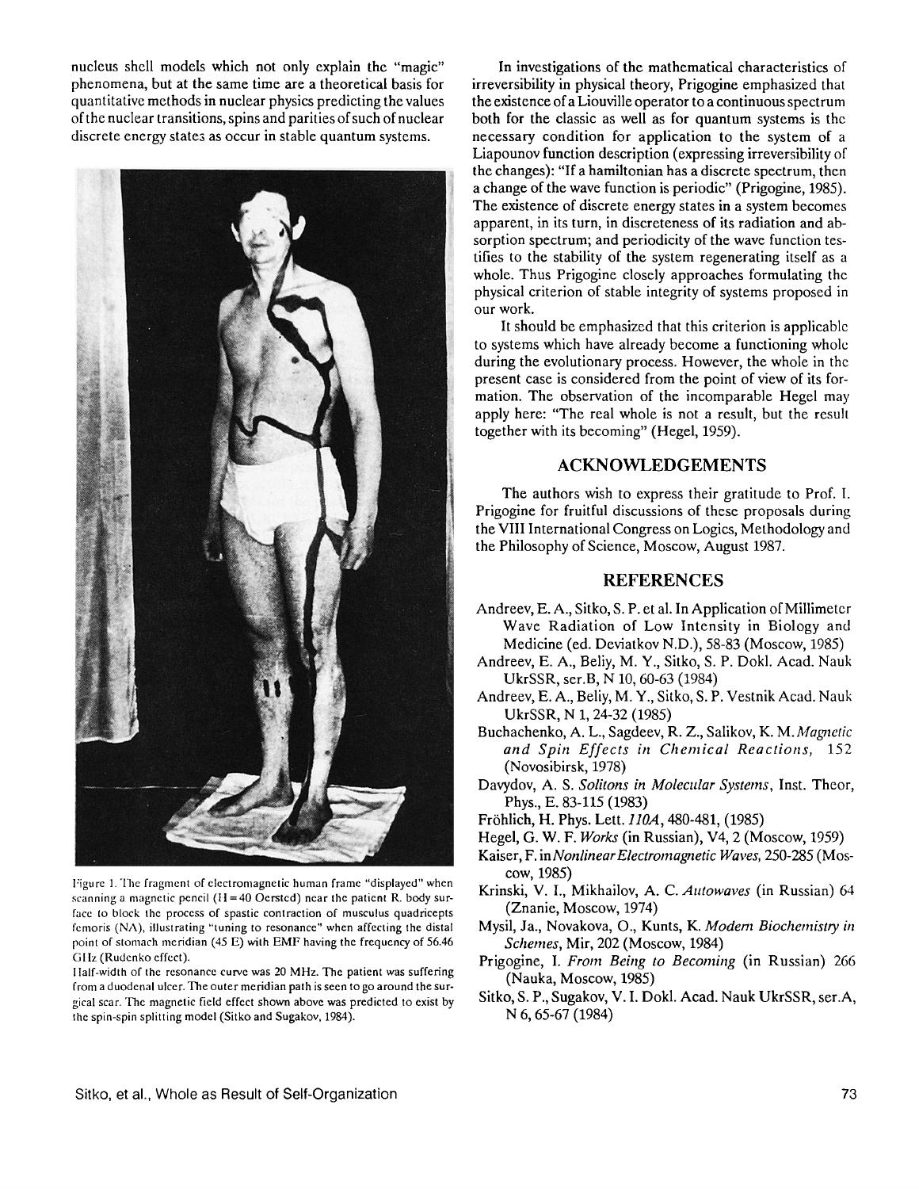nucleus shell models which not only explain the "magic" phenomena, but at the same time are a theoretical basis for quantitative methods in nuclear physics predicting the values of the nuclear transitions, spins and parities of such of nuclear discrete energy states as occur in stable quantum systems.

Figure 1. The fragment of electromagnetic human frame "displayed" when scanning a magnetic pencil (H = 40 Oersted) near the patient R. body surface to block the process of spastic contraction of musculus quadricepts femoris (NA), illustrating "tuning to resonance" when affecting the distal point of stomach meridian (45 E) with EMF having the frequency of 56.46 GHz (Rudenko effect).
Half-width of the resonance curve was 20 MHz. The patient was suffering from a duodenal ulcer. The outer meridian path is seen to go around the surgical scar. The magnetic field effect shown above was predicted to exist by the spin-spin splitting model (Sitko and Sugakov, 1984).

In investigations of the mathematical characteristics of irreversibility in physical theory, Prigogine emphasized that the existence of a Liouville operator to a continuous spectrum both for the classic as well as for quantum systems is the necessary condition for application to the system of a Liapounov function description (expressing irreversibility of the changes): "If a hamiltonian has a discrete spectrum, then a change of the wave function is periodic" (Prigogine, 1985). The existence of discrete energy states in a system becomes apparent, in its turn, in discreteness of its radiation and absorption spectrum; and periodicity of the wave function testifies to the stability of the system regenerating itself as a whole. Thus Prigogine closely approaches formulating the physical criterion of stable integrity of systems proposed in our work.

It should be emphasized that this criterion is applicable to systems which have already become a functioning whole during the evolutionary process. However, the whole in the present case is considered from the point of view of its formation. The observation of the incomparable Hegel may apply here: "The real whole is not a result, but the result together with its becoming" (Hegel, 1959).

## ACKNOWLEDGEMENTS

The authors wish to express their gratitude to Prof. I. Prigogine for fruitful discussions of these proposals during the VIII International Congress on Logics, Methodology and the Philosophy of Science, Moscow, August 1987.

## REFERENCES

Andreev, E. A., Sitko, S. P. et al. In Application of Millimeter Wave Radiation of Low Intensity in Biology and Medicine (ed. Deviatkov N.D.), 58-83 (Moscow, 1985)

Andreev, E. A., Beliy, M. Y., Sitko, S. P. Dokl. Acad. Nauk UkrSSR, ser.B, N 10, 60-63 (1984)

Andreev, E. A., Beliy, M. Y., Sitko, S. P. Vestnik Acad. Nauk UkrSSR, N 1, 24-32 (1985)

Buchachenko, A. L., Sagdeev, R. Z., Salikov, K. M. *Magnetic and Spin Effects in Chemical Reactions,* 152 (Novosibirsk, 1978)

Davydov, A. S. *Solitons in Molecular Systems*, Inst. Theor, Phys., E. 83-115 (1983)

Fröhlich, H. Phys. Lett. *110A*, 480-481, (1985)

Hegel, G. W. F. *Works* (in Russian), V4, 2 (Moscow, 1959)

Kaiser, F. in *Nonlinear Electromagnetic Waves,* 250-285 (Moscow, 1985)

Krinski, V. I., Mikhailov, A. C. *Autowaves* (in Russian) 64 (Znanie, Moscow, 1974)

Mysil, Ja., Novakova, O., Kunts, K. *Modern Biochemistry in Schemes*, Mir, 202 (Moscow, 1984)

Prigogine, I. *From Being to Becoming* (in Russian) 266 (Nauka, Moscow, 1985)

Sitko, S. P., Sugakov, V. I. Dokl. Acad. Nauk UkrSSR, ser.A, N 6, 65-67 (1984)